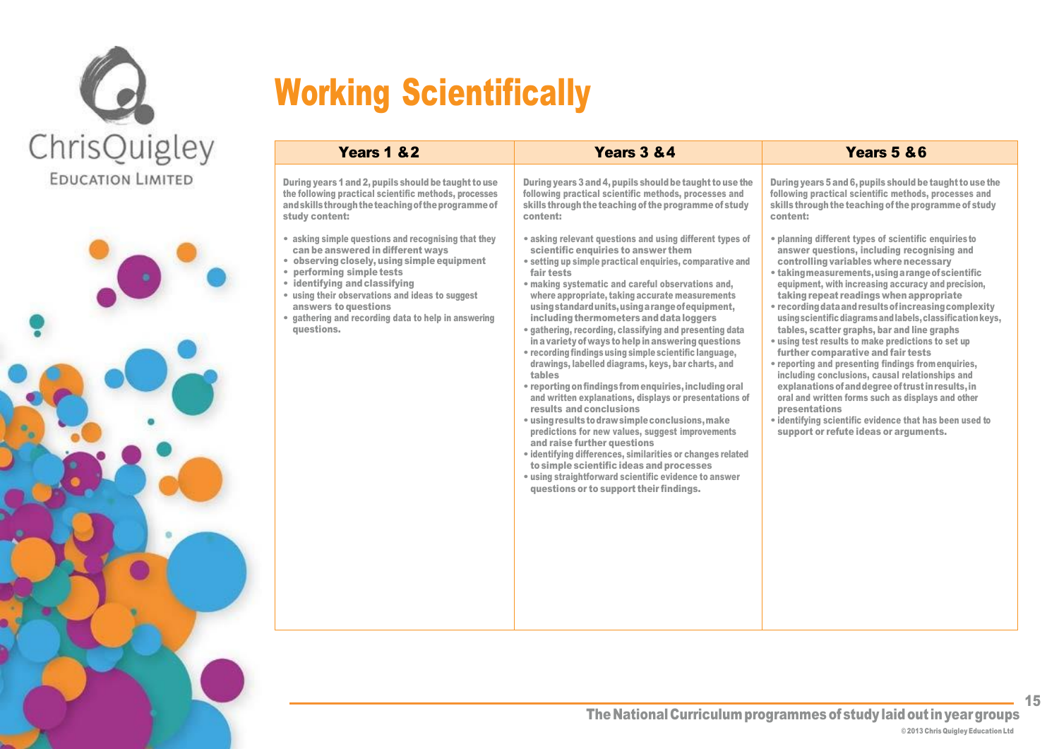# Working Scientifically

| Years 1 & 2 | Years 3 & 4 | Years 5 & 6 |
|---|---|---|
| During years 1 and 2, pupils should be taught to use the following practical scientific methods, processes and skills through the teaching of the programme of study content:<br><br>• asking simple questions and recognising that they can be answered in different ways<br>• observing closely, using simple equipment<br>• performing simple tests<br>• identifying and classifying<br>• using their observations and ideas to suggest answers to questions<br>• gathering and recording data to help in answering questions. | During years 3 and 4, pupils should be taught to use the following practical scientific methods, processes and skills through the teaching of the programme of study content:<br><br>• asking relevant questions and using different types of scientific enquiries to answer them<br>• setting up simple practical enquiries, comparative and fair tests<br>• making systematic and careful observations and, where appropriate, taking accurate measurements using standard units, using a range of equipment, including thermometers and data loggers<br>• gathering, recording, classifying and presenting data in a variety of ways to help in answering questions<br>• recording findings using simple scientific language, drawings, labelled diagrams, keys, bar charts, and tables<br>• reporting on findings from enquiries, including oral and written explanations, displays or presentations of results and conclusions<br>• using results to draw simple conclusions, make predictions for new values, suggest improvements and raise further questions<br>• identifying differences, similarities or changes related to simple scientific ideas and processes<br>• using straightforward scientific evidence to answer questions or to support their findings. | During years 5 and 6, pupils should be taught to use the following practical scientific methods, processes and skills through the teaching of the programme of study content:<br><br>• planning different types of scientific enquiries to answer questions, including recognising and controlling variables where necessary<br>• taking measurements, using a range of scientific equipment, with increasing accuracy and precision, taking repeat readings when appropriate<br>• recording data and results of increasing complexity using scientific diagrams and labels, classification keys, tables, scatter graphs, bar and line graphs<br>• using test results to make predictions to set up further comparative and fair tests<br>• reporting and presenting findings from enquiries, including conclusions, causal relationships and explanations of and degree of trust in results, in oral and written forms such as displays and other presentations<br>• identifying scientific evidence that has been used to support or refute ideas or arguments. |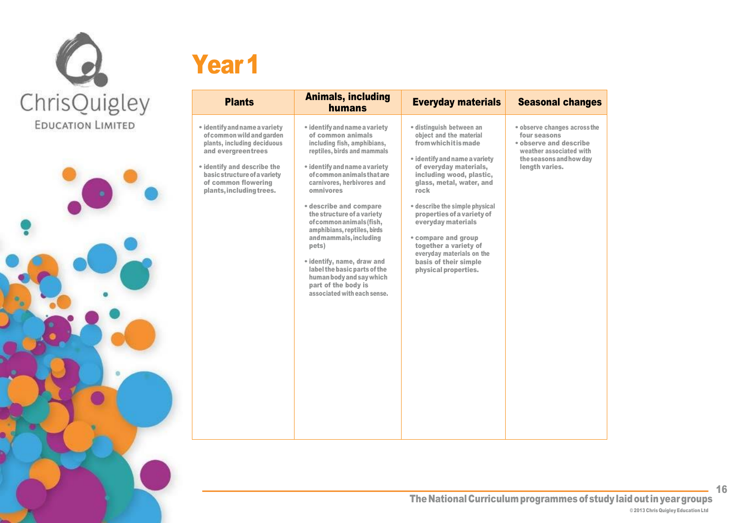# Year 1

| Plants | Animals, including humans | Everyday materials | Seasonal changes |
|---|---|---|---|
| • identify and name a variety of common wild and garden plants, including deciduous and evergreen trees<br><br>• identify and describe the basic structure of a variety of common flowering plants, including trees. | • identify and name a variety of common animals including fish, amphibians, reptiles, birds and mammals<br><br>• identify and name a variety of common animals that are carnivores, herbivores and omnivores<br><br>• describe and compare the structure of a variety of common animals (fish, amphibians, reptiles, birds and mammals, including pets)<br><br>• identify, name, draw and label the basic parts of the human body and say which part of the body is associated with each sense. | • distinguish between an object and the material from which it is made<br><br>• identify and name a variety of everyday materials, including wood, plastic, glass, metal, water, and rock<br><br>• describe the simple physical properties of a variety of everyday materials<br><br>• compare and group together a variety of everyday materials on the basis of their simple physical properties. | • observe changes across the four seasons<br>• observe and describe weather associated with the seasons and how day length varies. |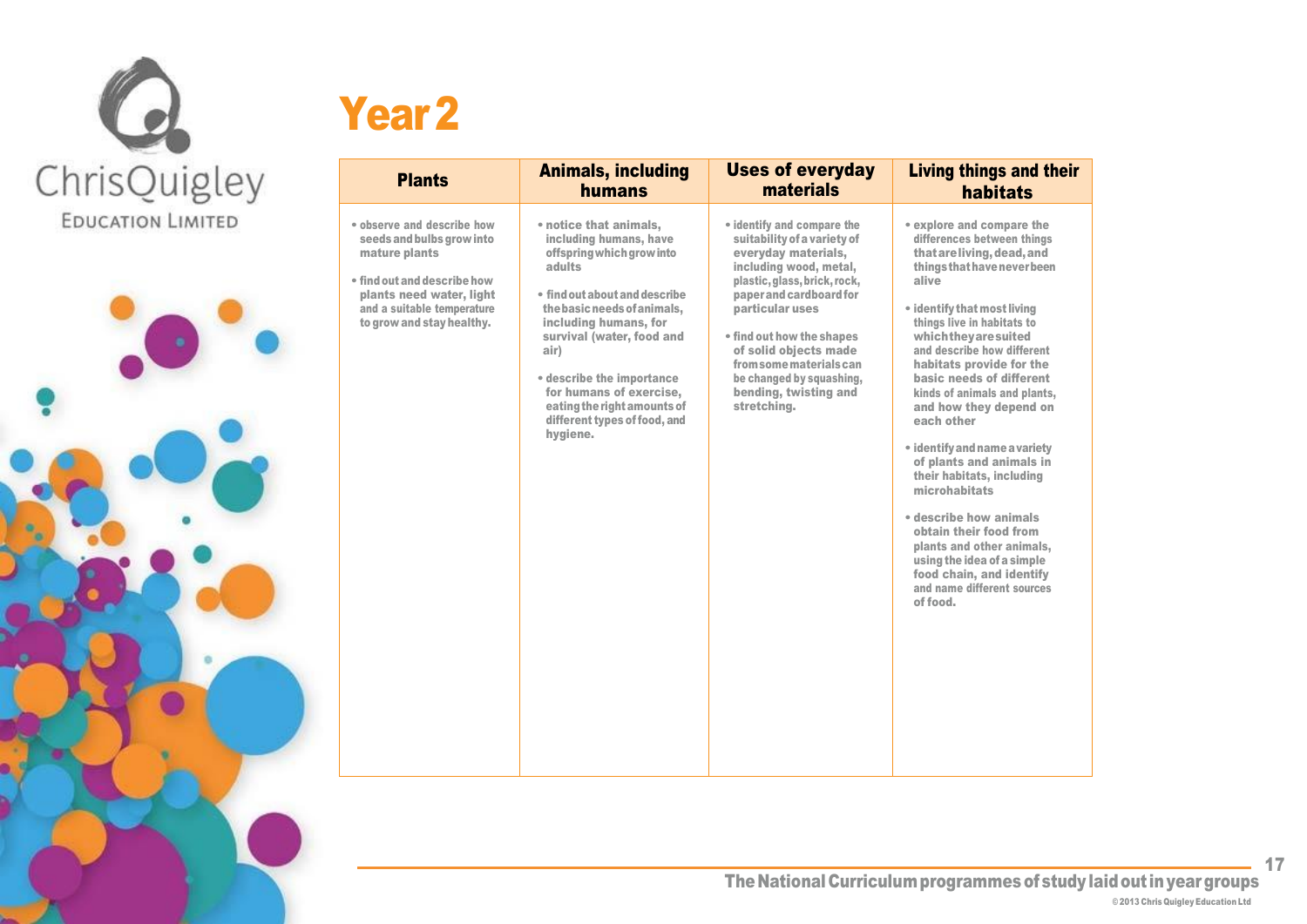# Year 2

| Plants | Animals, including humans | Uses of everyday materials | Living things and their habitats |
|---|---|---|---|
| • observe and describe how seeds and bulbs grow into mature plants<br><br>• find out and describe how plants need water, light and a suitable temperature to grow and stay healthy. | • notice that animals, including humans, have offspring which grow into adults<br><br>• find out about and describe the basic needs of animals, including humans, for survival (water, food and air)<br><br>• describe the importance for humans of exercise, eating the right amounts of different types of food, and hygiene. | • identify and compare the suitability of a variety of everyday materials, including wood, metal, plastic, glass, brick, rock, paper and cardboard for particular uses<br><br>• find out how the shapes of solid objects made from some materials can be changed by squashing, bending, twisting and stretching. | • explore and compare the differences between things that are living, dead, and things that have never been alive<br><br>• identify that most living things live in habitats to which they are suited and describe how different habitats provide for the basic needs of different kinds of animals and plants, and how they depend on each other<br><br>• identify and name a variety of plants and animals in their habitats, including microhabitats<br><br>• describe how animals obtain their food from plants and other animals, using the idea of a simple food chain, and identify and name different sources of food. |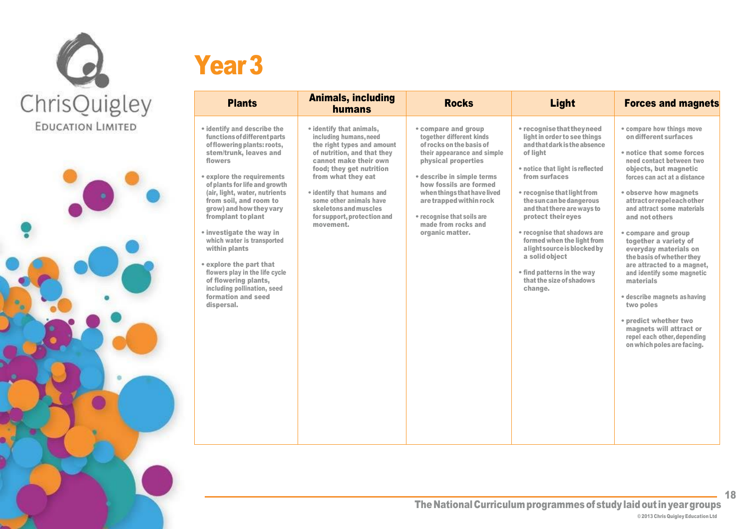# Year 3

| Plants | Animals, including humans | Rocks | Light | Forces and magnets |
|---|---|---|---|---|
| • identify and describe the functions of different parts of flowering plants: roots, stem/trunk, leaves and flowers<br><br>• explore the requirements of plants for life and growth (air, light, water, nutrients from soil, and room to grow) and how they vary from plant to plant<br><br>• investigate the way in which water is transported within plants<br><br>• explore the part that flowers play in the life cycle of flowering plants, including pollination, seed formation and seed dispersal. | • identify that animals, including humans, need the right types and amount of nutrition, and that they cannot make their own food; they get nutrition from what they eat<br><br>• identify that humans and some other animals have skeletons and muscles for support, protection and movement. | • compare and group together different kinds of rocks on the basis of their appearance and simple physical properties<br><br>• describe in simple terms how fossils are formed when things that have lived are trapped within rock<br><br>• recognise that soils are made from rocks and organic matter. | • recognise that they need light in order to see things and that dark is the absence of light<br><br>• notice that light is reflected from surfaces<br><br>• recognise that light from the sun can be dangerous and that there are ways to protect their eyes<br><br>• recognise that shadows are formed when the light from a light source is blocked by a solid object<br><br>• find patterns in the way that the size of shadows change. | • compare how things move on different surfaces<br><br>• notice that some forces need contact between two objects, but magnetic forces can act at a distance<br><br>• observe how magnets attract or repel each other and attract some materials and not others<br><br>• compare and group together a variety of everyday materials on the basis of whether they are attracted to a magnet, and identify some magnetic materials<br><br>• describe magnets as having two poles<br><br>• predict whether two magnets will attract or repel each other, depending on which poles are facing. |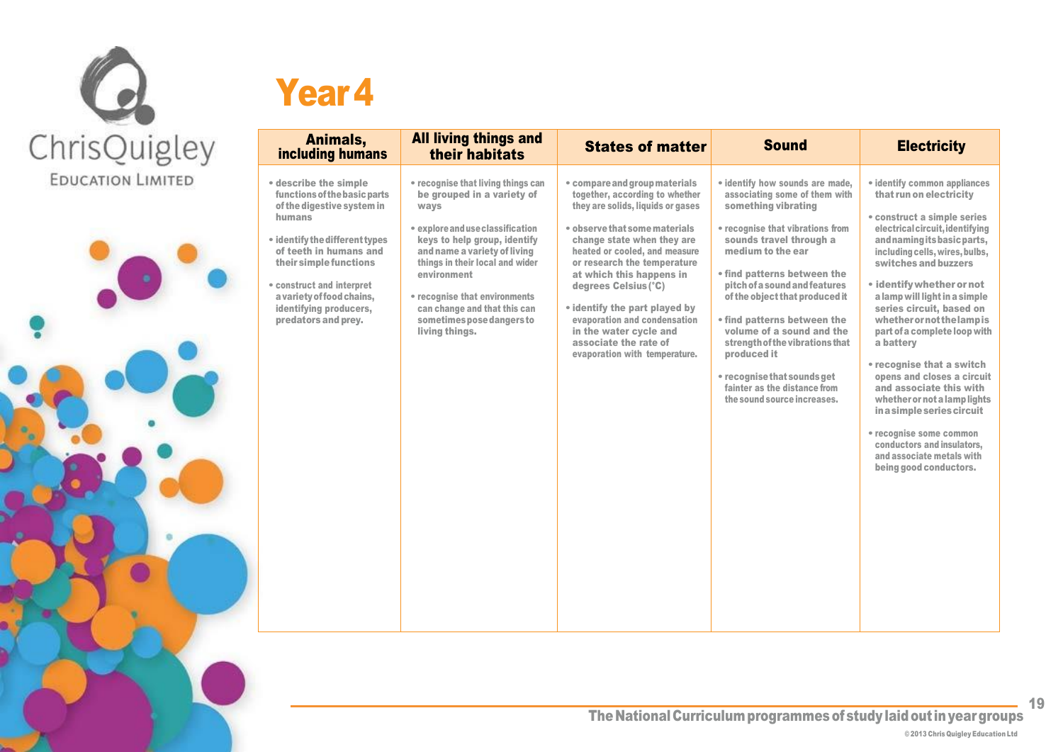# Year 4

| Animals, including humans | All living things and their habitats | States of matter | Sound | Electricity |
|---|---|---|---|---|
| • describe the simple functions of the basic parts of the digestive system in humans<br><br>• identify the different types of teeth in humans and their simple functions<br><br>• construct and interpret a variety of food chains, identifying producers, predators and prey. | • recognise that living things can be grouped in a variety of ways<br><br>• explore and use classification keys to help group, identify and name a variety of living things in their local and wider environment<br><br>• recognise that environments can change and that this can sometimes pose dangers to living things. | • compare and group materials together, according to whether they are solids, liquids or gases<br><br>• observe that some materials change state when they are heated or cooled, and measure or research the temperature at which this happens in degrees Celsius (°C)<br><br>• identify the part played by evaporation and condensation in the water cycle and associate the rate of evaporation with temperature. | • identify how sounds are made, associating some of them with something vibrating<br><br>• recognise that vibrations from sounds travel through a medium to the ear<br><br>• find patterns between the pitch of a sound and features of the object that produced it<br><br>• find patterns between the volume of a sound and the strength of the vibrations that produced it<br><br>• recognise that sounds get fainter as the distance from the sound source increases. | • identify common appliances that run on electricity<br><br>• construct a simple series electrical circuit, identifying and naming its basic parts, including cells, wires, bulbs, switches and buzzers<br><br>• identify whether or not a lamp will light in a simple series circuit, based on whether or not the lamp is part of a complete loop with a battery<br><br>• recognise that a switch opens and closes a circuit and associate this with whether or not a lamp lights in a simple series circuit<br><br>• recognise some common conductors and insulators, and associate metals with being good conductors. |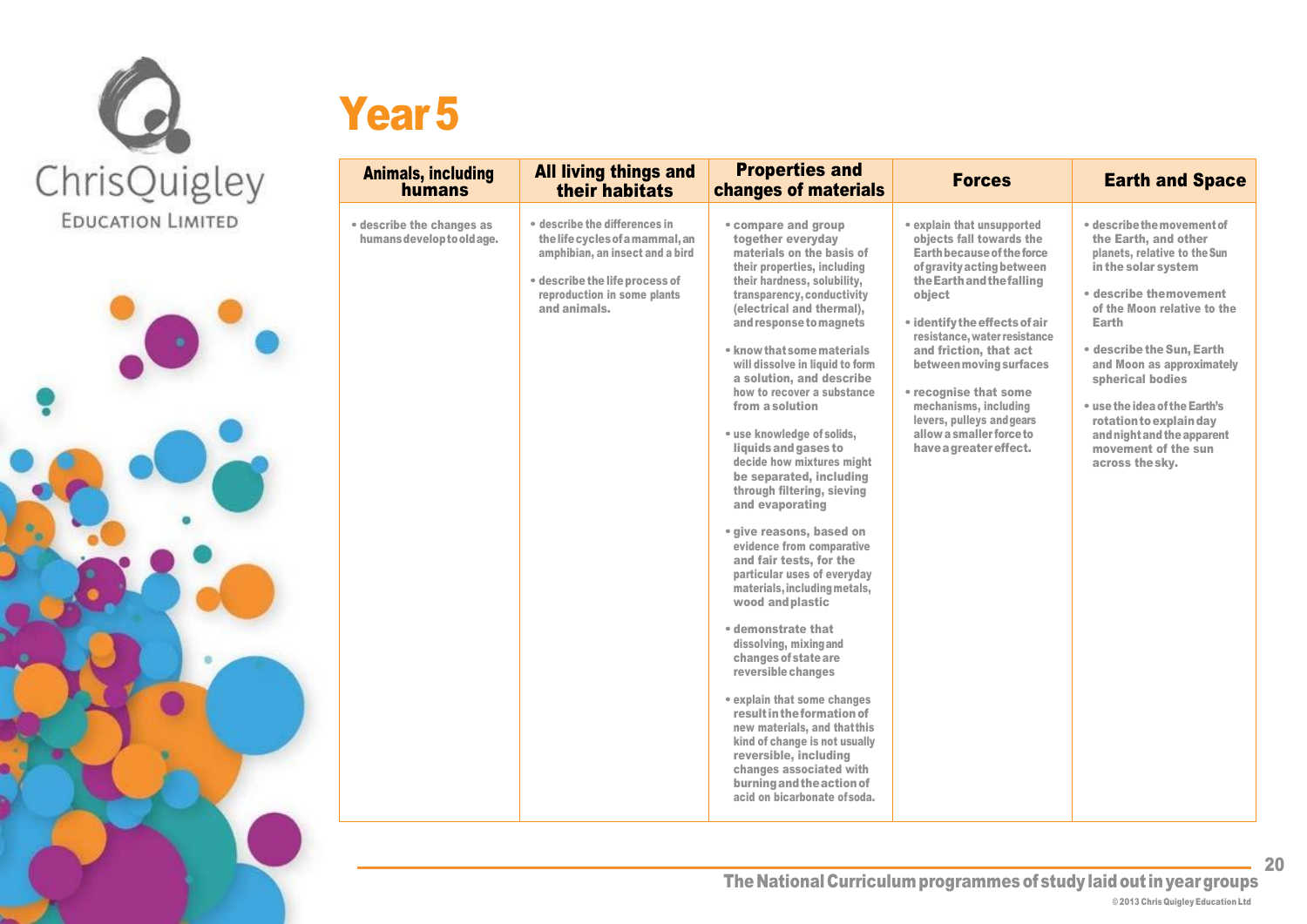# Year 5

| Animals, including humans | All living things and their habitats | Properties and changes of materials | Forces | Earth and Space |
|---|---|---|---|---|
| • describe the changes as humans develop to old age. | • describe the differences in the life cycles of a mammal, an amphibian, an insect and a bird<br><br>• describe the life process of reproduction in some plants and animals. | • compare and group together everyday materials on the basis of their properties, including their hardness, solubility, transparency, conductivity (electrical and thermal), and response to magnets<br><br>• know that some materials will dissolve in liquid to form a solution, and describe how to recover a substance from a solution<br><br>• use knowledge of solids, liquids and gases to decide how mixtures might be separated, including through filtering, sieving and evaporating<br><br>• give reasons, based on evidence from comparative and fair tests, for the particular uses of everyday materials, including metals, wood and plastic<br><br>• demonstrate that dissolving, mixing and changes of state are reversible changes<br><br>• explain that some changes result in the formation of new materials, and that this kind of change is not usually reversible, including changes associated with burning and the action of acid on bicarbonate of soda. | • explain that unsupported objects fall towards the Earth because of the force of gravity acting between the Earth and the falling object<br><br>• identify the effects of air resistance, water resistance and friction, that act between moving surfaces<br><br>• recognise that some mechanisms, including levers, pulleys and gears allow a smaller force to have a greater effect. | • describe the movement of the Earth, and other planets, relative to the Sun in the solar system<br><br>• describe the movement of the Moon relative to the Earth<br><br>• describe the Sun, Earth and Moon as approximately spherical bodies<br><br>• use the idea of the Earth's rotation to explain day and night and the apparent movement of the sun across the sky. |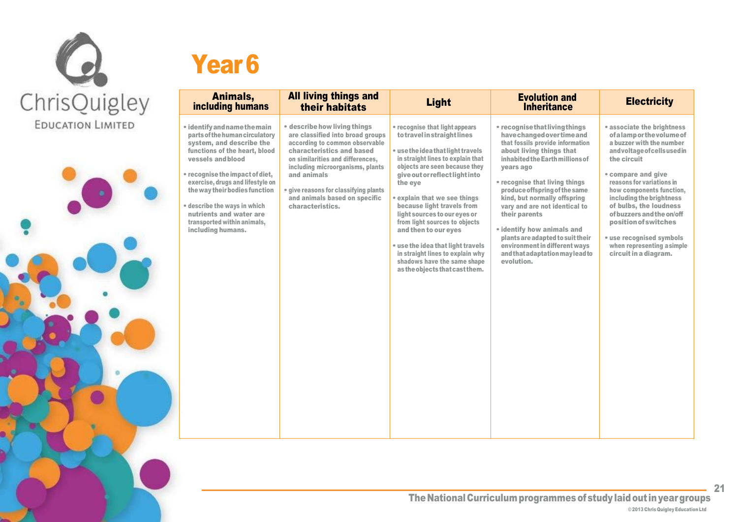ChrisQuigley
EDUCATION LIMITED

# Year 6

| Animals, including humans | All living things and their habitats | Light | Evolution and Inheritance | Electricity |
|---|---|---|---|---|
| • identify and name the main parts of the human circulatory system, and describe the functions of the heart, blood vessels and blood<br><br>• recognise the impact of diet, exercise, drugs and lifestyle on the way their bodies function<br><br>• describe the ways in which nutrients and water are transported within animals, including humans. | • describe how living things are classified into broad groups according to common observable characteristics and based on similarities and differences, including microorganisms, plants and animals<br><br>• give reasons for classifying plants and animals based on specific characteristics. | • recognise that light appears to travel in straight lines<br><br>• use the idea that light travels in straight lines to explain that objects are seen because they give out or reflect light into the eye<br><br>• explain that we see things because light travels from light sources to our eyes or from light sources to objects and then to our eyes<br><br>• use the idea that light travels in straight lines to explain why shadows have the same shape as the objects that cast them. | • recognise that living things have changed over time and that fossils provide information about living things that inhabited the Earth millions of years ago<br><br>• recognise that living things produce offspring of the same kind, but normally offspring vary and are not identical to their parents<br><br>• identify how animals and plants are adapted to suit their environment in different ways and that adaptation may lead to evolution. | • associate the brightness of a lamp or the volume of a buzzer with the number and voltage of cells used in the circuit<br><br>• compare and give reasons for variations in how components function, including the brightness of bulbs, the loudness of buzzers and the on/off position of switches<br><br>• use recognised symbols when representing a simple circuit in a diagram. |

The National Curriculum programmes of study laid out in year groups

© 2013 Chris Quigley Education Ltd